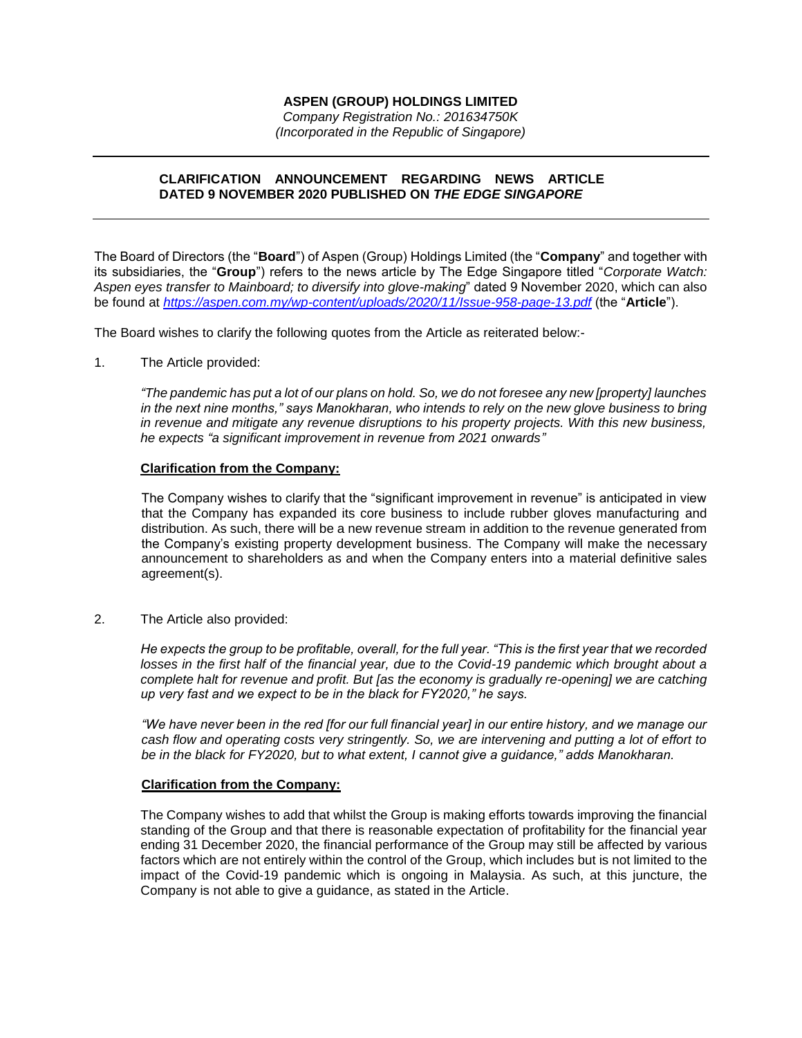**ASPEN (GROUP) HOLDINGS LIMITED**

*Company Registration No.: 201634750K*

*(Incorporated in the Republic of Singapore)*

---

## CLARIFICATION ANNOUNCEMENT REGARDING NEWS ARTICLE DATED 9 NOVEMBER 2020 PUBLISHED ON *THE EDGE SINGAPORE*

---

The Board of Directors (the "**Board**") of Aspen (Group) Holdings Limited (the "**Company**" and together with its subsidiaries, the "**Group**") refers to the news article by The Edge Singapore titled "*Corporate Watch: Aspen eyes transfer to Mainboard; to diversify into glove-making*" dated 9 November 2020, which can also be found at *https://aspen.com.my/wp-content/uploads/2020/11/Issue-958-page-13.pdf* (the "**Article**").

The Board wishes to clarify the following quotes from the Article as reiterated below:-

1. The Article provided:

   *"The pandemic has put a lot of our plans on hold. So, we do not foresee any new [property] launches in the next nine months," says Manokharan, who intends to rely on the new glove business to bring in revenue and mitigate any revenue disruptions to his property projects. With this new business, he expects "a significant improvement in revenue from 2021 onwards"*

   **Clarification from the Company:**

   The Company wishes to clarify that the "significant improvement in revenue" is anticipated in view that the Company has expanded its core business to include rubber gloves manufacturing and distribution. As such, there will be a new revenue stream in addition to the revenue generated from the Company's existing property development business. The Company will make the necessary announcement to shareholders as and when the Company enters into a material definitive sales agreement(s).

2. The Article also provided:

   *He expects the group to be profitable, overall, for the full year. "This is the first year that we recorded losses in the first half of the financial year, due to the Covid-19 pandemic which brought about a complete halt for revenue and profit. But [as the economy is gradually re-opening] we are catching up very fast and we expect to be in the black for FY2020," he says.*

   *"We have never been in the red [for our full financial year] in our entire history, and we manage our cash flow and operating costs very stringently. So, we are intervening and putting a lot of effort to be in the black for FY2020, but to what extent, I cannot give a guidance," adds Manokharan.*

   **Clarification from the Company:**

   The Company wishes to add that whilst the Group is making efforts towards improving the financial standing of the Group and that there is reasonable expectation of profitability for the financial year ending 31 December 2020, the financial performance of the Group may still be affected by various factors which are not entirely within the control of the Group, which includes but is not limited to the impact of the Covid-19 pandemic which is ongoing in Malaysia. As such, at this juncture, the Company is not able to give a guidance, as stated in the Article.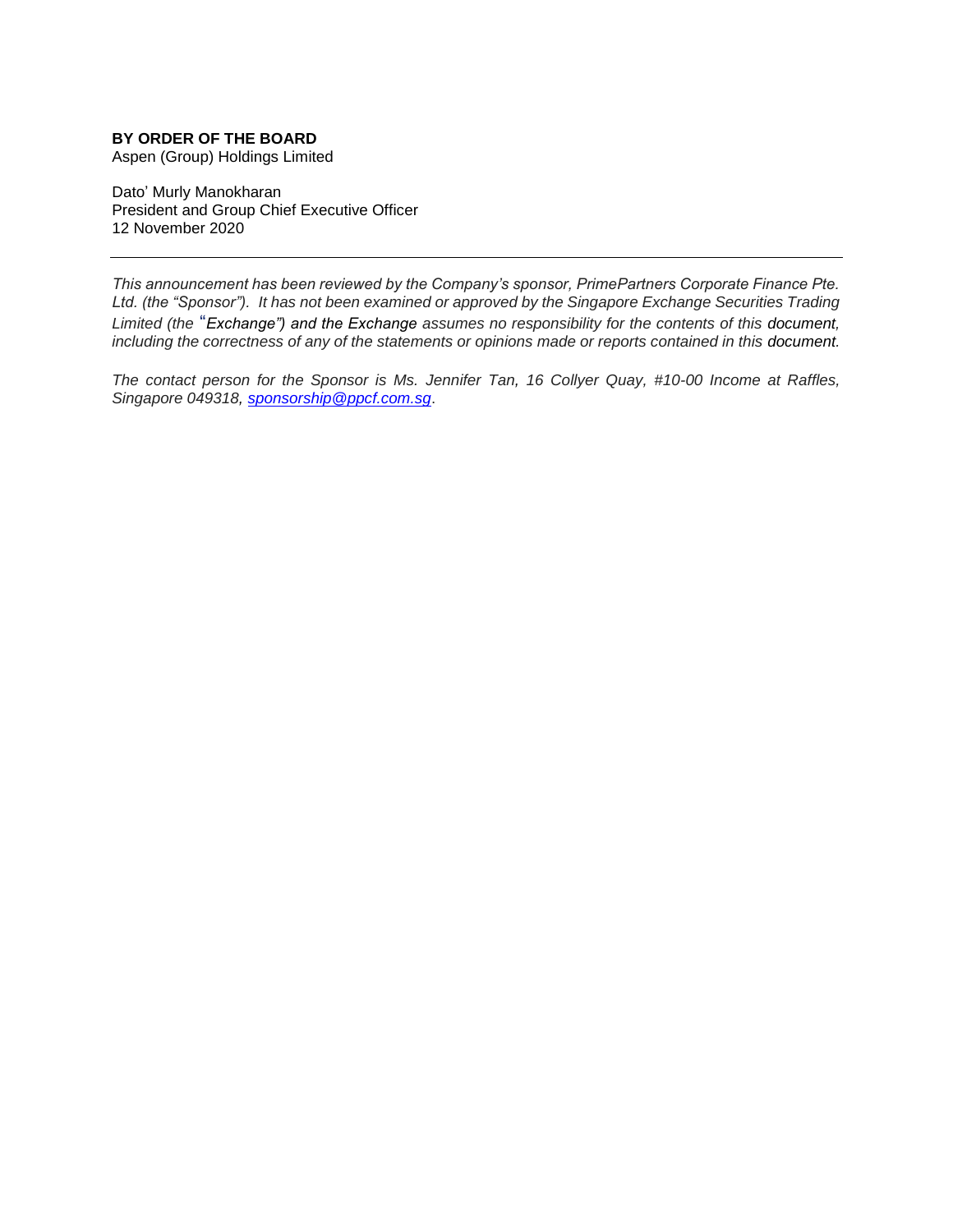**BY ORDER OF THE BOARD**
Aspen (Group) Holdings Limited

Dato' Murly Manokharan
President and Group Chief Executive Officer
12 November 2020

---

*This announcement has been reviewed by the Company's sponsor, PrimePartners Corporate Finance Pte. Ltd. (the "Sponsor"). It has not been examined or approved by the Singapore Exchange Securities Trading Limited (the "Exchange") and the Exchange assumes no responsibility for the contents of this document, including the correctness of any of the statements or opinions made or reports contained in this document.*

*The contact person for the Sponsor is Ms. Jennifer Tan, 16 Collyer Quay, #10-00 Income at Raffles, Singapore 049318, sponsorship@ppcf.com.sg.*